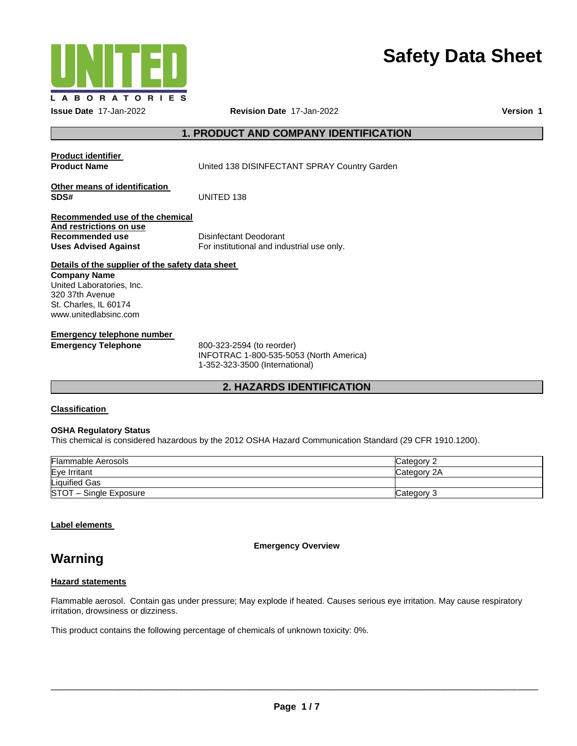UNITED LABORATORIES

# Safety Data Sheet

**Issue Date** 17-Jan-2022 **Revision Date** 17-Jan-2022 **Version** 1

## 1. PRODUCT AND COMPANY IDENTIFICATION

**Product identifier**

**Product Name** United 138 DISINFECTANT SPRAY Country Garden

**Other means of identification**

**SDS#** UNITED 138

**Recommended use of the chemical And restrictions on use**

**Recommended use** Disinfectant Deodorant

**Uses Advised Against** For institutional and industrial use only.

**Details of the supplier of the safety data sheet**

**Company Name**
United Laboratories, Inc.
320 37th Avenue
St. Charles, IL 60174
www.unitedlabsinc.com

**Emergency telephone number**

**Emergency Telephone** 800-323-2594 (to reorder)
INFOTRAC 1-800-535-5053 (North America)
1-352-323-3500 (International)

## 2. HAZARDS IDENTIFICATION

**Classification**

**OSHA Regulatory Status**

This chemical is considered hazardous by the 2012 OSHA Hazard Communication Standard (29 CFR 1910.1200).

| | |
|---|---|
| Flammable Aerosols | Category 2 |
| Eye Irritant | Category 2A |
| Liquified Gas | |
| STOT – Single Exposure | Category 3 |

**Label elements**

**Emergency Overview**

## Warning

**Hazard statements**

Flammable aerosol. Contain gas under pressure; May explode if heated. Causes serious eye irritation. May cause respiratory irritation, drowsiness or dizziness.

This product contains the following percentage of chemicals of unknown toxicity: 0%.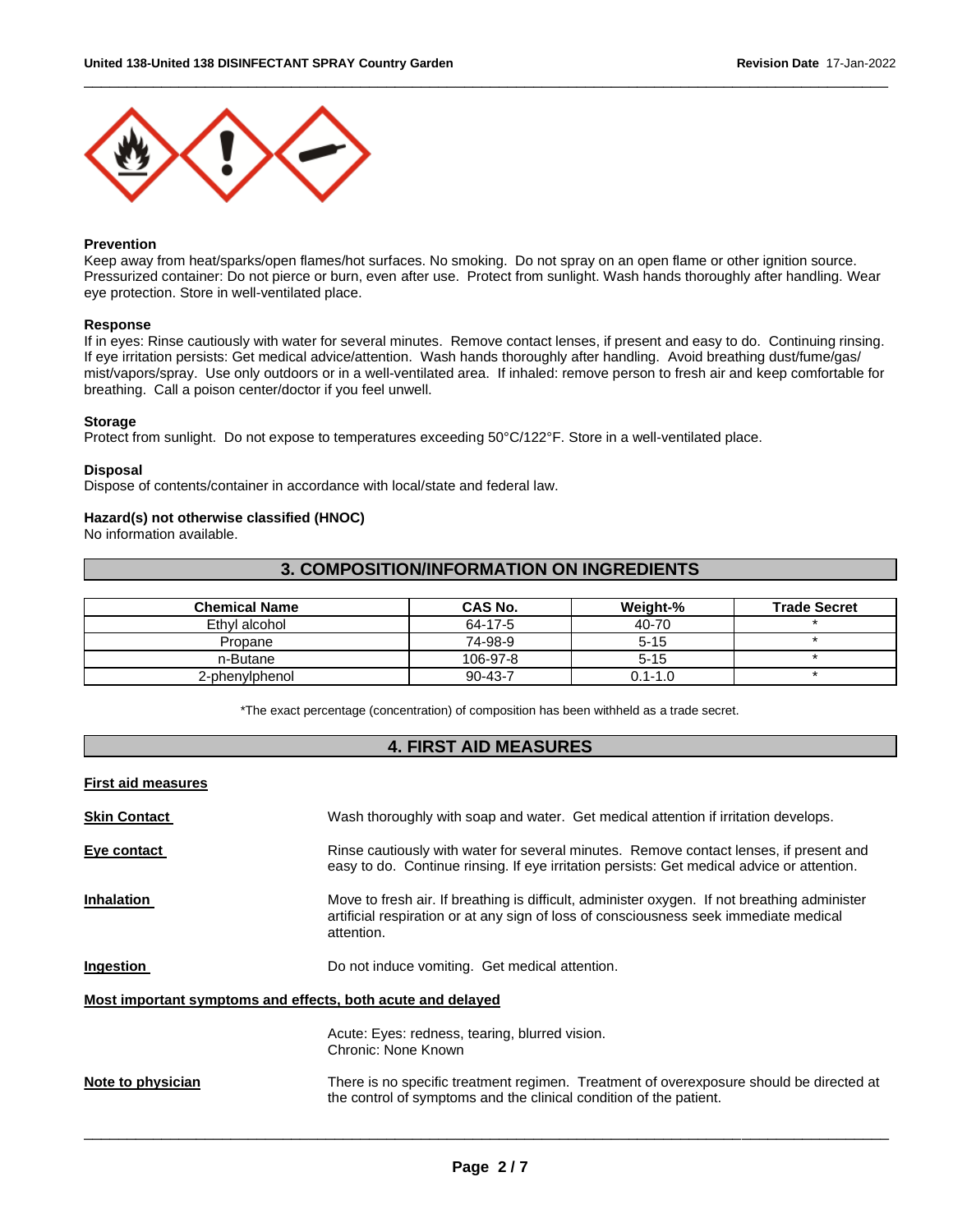**Prevention**

Keep away from heat/sparks/open flames/hot surfaces. No smoking. Do not spray on an open flame or other ignition source. Pressurized container: Do not pierce or burn, even after use. Protect from sunlight. Wash hands thoroughly after handling. Wear eye protection. Store in well-ventilated place.

**Response**

If in eyes: Rinse cautiously with water for several minutes. Remove contact lenses, if present and easy to do. Continuing rinsing. If eye irritation persists: Get medical advice/attention. Wash hands thoroughly after handling. Avoid breathing dust/fume/gas/ mist/vapors/spray. Use only outdoors or in a well-ventilated area. If inhaled: remove person to fresh air and keep comfortable for breathing. Call a poison center/doctor if you feel unwell.

**Storage**

Protect from sunlight. Do not expose to temperatures exceeding 50°C/122°F. Store in a well-ventilated place.

**Disposal**

Dispose of contents/container in accordance with local/state and federal law.

**Hazard(s) not otherwise classified (HNOC)**

No information available.

## 3. COMPOSITION/INFORMATION ON INGREDIENTS

| Chemical Name | CAS No. | Weight-% | Trade Secret |
|---|---|---|---|
| Ethyl alcohol | 64-17-5 | 40-70 | * |
| Propane | 74-98-9 | 5-15 | * |
| n-Butane | 106-97-8 | 5-15 | * |
| 2-phenylphenol | 90-43-7 | 0.1-1.0 | * |

*The exact percentage (concentration) of composition has been withheld as a trade secret.

## 4. FIRST AID MEASURES

**First aid measures**

**Skin Contact**

Wash thoroughly with soap and water. Get medical attention if irritation develops.

**Eye contact**

Rinse cautiously with water for several minutes. Remove contact lenses, if present and easy to do. Continue rinsing. If eye irritation persists: Get medical advice or attention.

**Inhalation**

Move to fresh air. If breathing is difficult, administer oxygen. If not breathing administer artificial respiration or at any sign of loss of consciousness seek immediate medical attention.

**Ingestion**

Do not induce vomiting. Get medical attention.

**Most important symptoms and effects, both acute and delayed**

Acute: Eyes: redness, tearing, blurred vision.
Chronic: None Known

**Note to physician**

There is no specific treatment regimen. Treatment of overexposure should be directed at the control of symptoms and the clinical condition of the patient.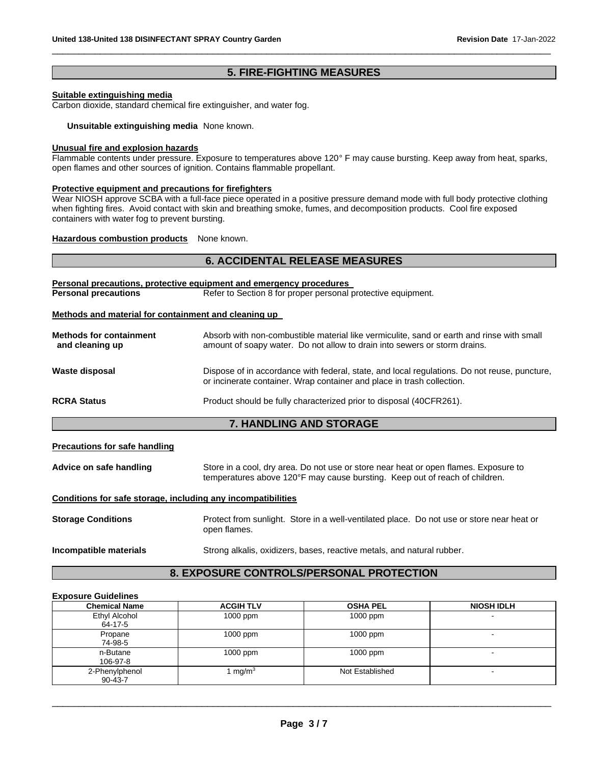## 5. FIRE-FIGHTING MEASURES

**Suitable extinguishing media**

Carbon dioxide, standard chemical fire extinguisher, and water fog.

**Unsuitable extinguishing media** None known.

**Unusual fire and explosion hazards**

Flammable contents under pressure. Exposure to temperatures above 120° F may cause bursting. Keep away from heat, sparks, open flames and other sources of ignition. Contains flammable propellant.

**Protective equipment and precautions for firefighters**

Wear NIOSH approve SCBA with a full-face piece operated in a positive pressure demand mode with full body protective clothing when fighting fires. Avoid contact with skin and breathing smoke, fumes, and decomposition products. Cool fire exposed containers with water fog to prevent bursting.

**Hazardous combustion products** None known.

## 6. ACCIDENTAL RELEASE MEASURES

**Personal precautions, protective equipment and emergency procedures**

**Personal precautions** Refer to Section 8 for proper personal protective equipment.

**Methods and material for containment and cleaning up**

**Methods for containment and cleaning up** Absorb with non-combustible material like vermiculite, sand or earth and rinse with small amount of soapy water. Do not allow to drain into sewers or storm drains.

**Waste disposal** Dispose of in accordance with federal, state, and local regulations. Do not reuse, puncture, or incinerate container. Wrap container and place in trash collection.

**RCRA Status** Product should be fully characterized prior to disposal (40CFR261).

## 7. HANDLING AND STORAGE

**Precautions for safe handling**

**Advice on safe handling** Store in a cool, dry area. Do not use or store near heat or open flames. Exposure to temperatures above 120°F may cause bursting. Keep out of reach of children.

**Conditions for safe storage, including any incompatibilities**

**Storage Conditions** Protect from sunlight. Store in a well-ventilated place. Do not use or store near heat or open flames.

**Incompatible materials** Strong alkalis, oxidizers, bases, reactive metals, and natural rubber.

## 8. EXPOSURE CONTROLS/PERSONAL PROTECTION

**Exposure Guidelines**

| Chemical Name | ACGIH TLV | OSHA PEL | NIOSH IDLH |
|---|---|---|---|
| Ethyl Alcohol 64-17-5 | 1000 ppm | 1000 ppm | - |
| Propane 74-98-5 | 1000 ppm | 1000 ppm | - |
| n-Butane 106-97-8 | 1000 ppm | 1000 ppm | - |
| 2-Phenylphenol 90-43-7 | 1 $mg/m^3$ | Not Established | - |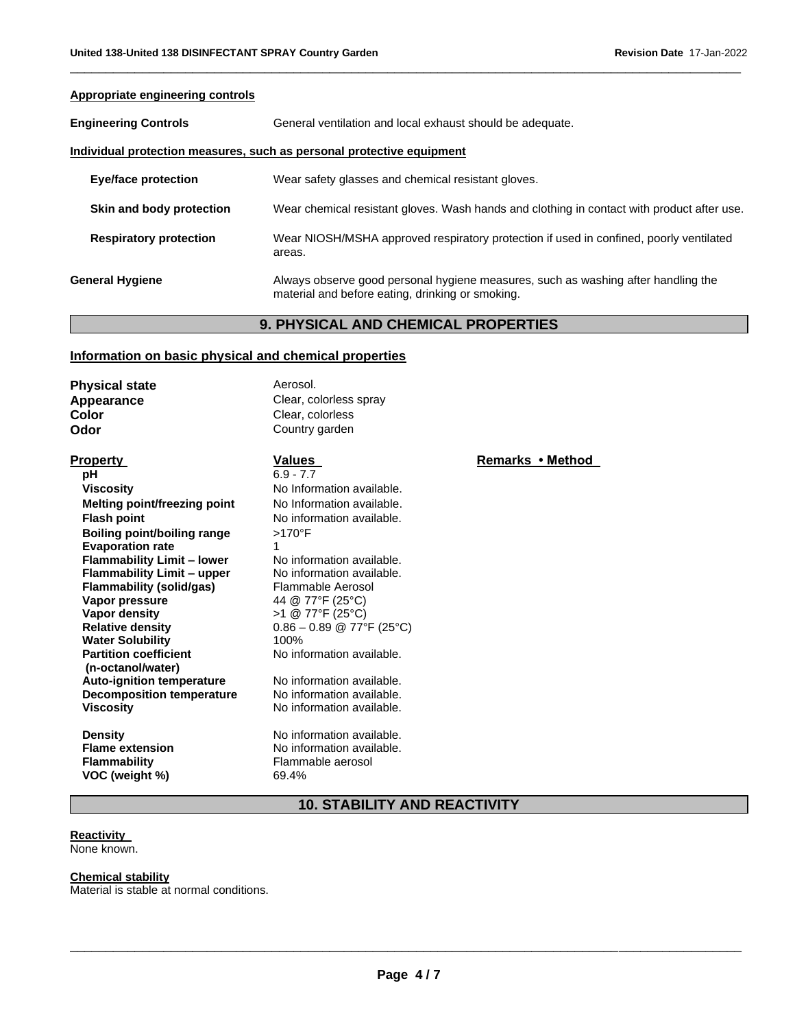**Appropriate engineering controls**

**Engineering Controls** General ventilation and local exhaust should be adequate.

**Individual protection measures, such as personal protective equipment**

| | |
|---|---|
| **Eye/face protection** | Wear safety glasses and chemical resistant gloves. |
| **Skin and body protection** | Wear chemical resistant gloves. Wash hands and clothing in contact with product after use. |
| **Respiratory protection** | Wear NIOSH/MSHA approved respiratory protection if used in confined, poorly ventilated areas. |
| **General Hygiene** | Always observe good personal hygiene measures, such as washing after handling the material and before eating, drinking or smoking. |

## 9. PHYSICAL AND CHEMICAL PROPERTIES

**Information on basic physical and chemical properties**

| | |
|---|---|
| **Physical state** | Aerosol. |
| **Appearance** | Clear, colorless spray |
| **Color** | Clear, colorless |
| **Odor** | Country garden |

| Property | Values | Remarks • Method |
|---|---|---|
| **pH** | 6.9 - 7.7 | |
| **Viscosity** | No Information available. | |
| **Melting point/freezing point** | No Information available. | |
| **Flash point** | No information available. | |
| **Boiling point/boiling range** | >170°F | |
| **Evaporation rate** | 1 | |
| **Flammability Limit – lower** | No information available. | |
| **Flammability Limit – upper** | No information available. | |
| **Flammability (solid/gas)** | Flammable Aerosol | |
| **Vapor pressure** | 44 @ 77°F (25°C) | |
| **Vapor density** | >1 @ 77°F (25°C) | |
| **Relative density** | 0.86 – 0.89 @ 77°F (25°C) | |
| **Water Solubility** | 100% | |
| **Partition coefficient (n-octanol/water)** | No information available. | |
| **Auto-ignition temperature** | No information available. | |
| **Decomposition temperature** | No information available. | |
| **Viscosity** | No information available. | |
| **Density** | No information available. | |
| **Flame extension** | No information available. | |
| **Flammability** | Flammable aerosol | |
| **VOC (weight %)** | 69.4% | |

## 10. STABILITY AND REACTIVITY

**Reactivity**

None known.

**Chemical stability**

Material is stable at normal conditions.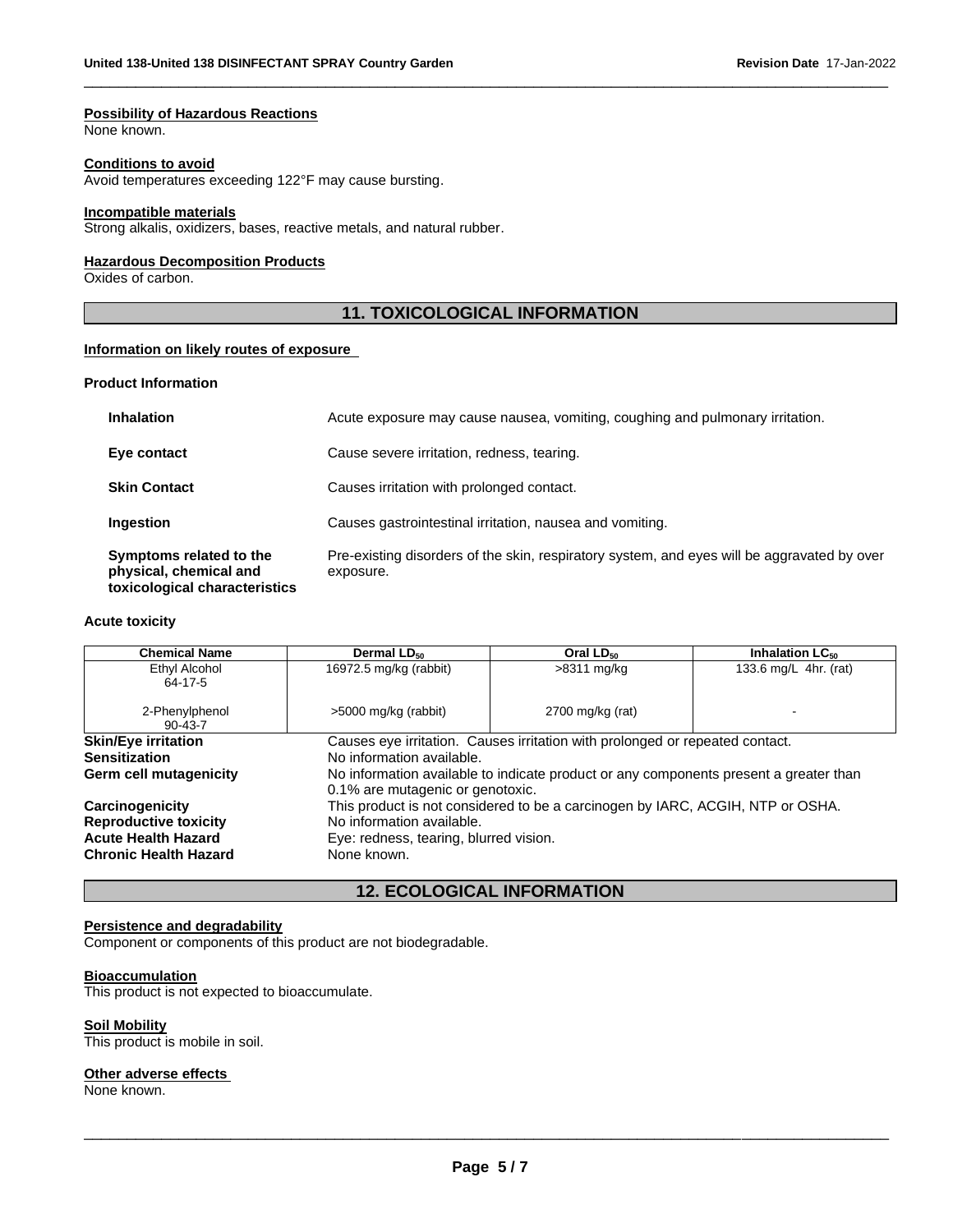#### Possibility of Hazardous Reactions

None known.

#### Conditions to avoid

Avoid temperatures exceeding 122°F may cause bursting.

#### Incompatible materials

Strong alkalis, oxidizers, bases, reactive metals, and natural rubber.

#### Hazardous Decomposition Products

Oxides of carbon.

## 11. TOXICOLOGICAL INFORMATION

#### Information on likely routes of exposure

**Product Information**

| | |
|---|---|
| **Inhalation** | Acute exposure may cause nausea, vomiting, coughing and pulmonary irritation. |
| **Eye contact** | Cause severe irritation, redness, tearing. |
| **Skin Contact** | Causes irritation with prolonged contact. |
| **Ingestion** | Causes gastrointestinal irritation, nausea and vomiting. |
| **Symptoms related to the physical, chemical and toxicological characteristics** | Pre-existing disorders of the skin, respiratory system, and eyes will be aggravated by over exposure. |

**Acute toxicity**

| Chemical Name | Dermal $LD_{50}$ | Oral $LD_{50}$ | Inhalation $LC_{50}$ |
|---|---|---|---|
| Ethyl Alcohol 64-17-5 | 16972.5 mg/kg (rabbit) | >8311 mg/kg | 133.6 mg/L 4hr. (rat) |
| 2-Phenylphenol 90-43-7 | >5000 mg/kg (rabbit) | 2700 mg/kg (rat) | - |

| | |
|---|---|
| **Skin/Eye irritation** | Causes eye irritation. Causes irritation with prolonged or repeated contact. |
| **Sensitization** | No information available. |
| **Germ cell mutagenicity** | No information available to indicate product or any components present a greater than 0.1% are mutagenic or genotoxic. |
| **Carcinogenicity** | This product is not considered to be a carcinogen by IARC, ACGIH, NTP or OSHA. |
| **Reproductive toxicity** | No information available. |
| **Acute Health Hazard** | Eye: redness, tearing, blurred vision. |
| **Chronic Health Hazard** | None known. |

## 12. ECOLOGICAL INFORMATION

#### Persistence and degradability

Component or components of this product are not biodegradable.

#### Bioaccumulation

This product is not expected to bioaccumulate.

#### Soil Mobility

This product is mobile in soil.

#### Other adverse effects

None known.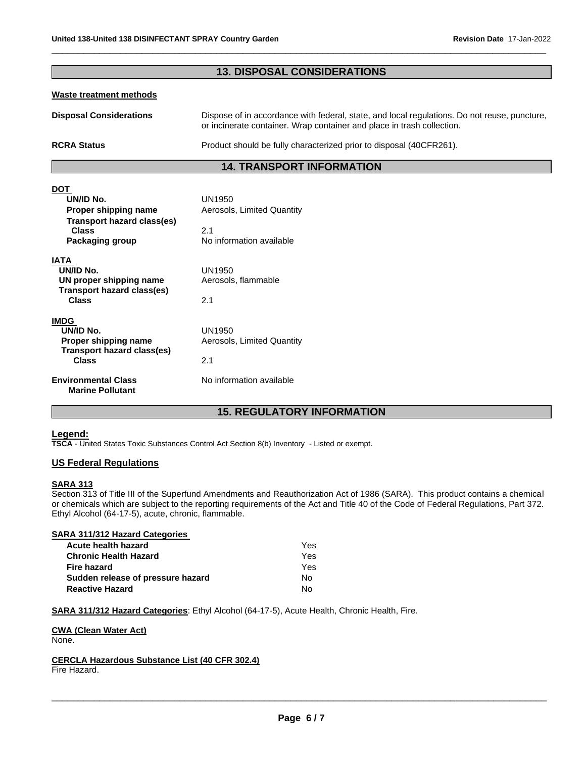## 13. DISPOSAL CONSIDERATIONS

**Waste treatment methods**

**Disposal Considerations** Dispose of in accordance with federal, state, and local regulations. Do not reuse, puncture, or incinerate container. Wrap container and place in trash collection.

**RCRA Status** Product should be fully characterized prior to disposal (40CFR261).

## 14. TRANSPORT INFORMATION

**DOT**

| | |
|---|---|
| **UN/ID No.** | UN1950 |
| **Proper shipping name** | Aerosols, Limited Quantity |
| **Transport hazard class(es)** | |
| **Class** | 2.1 |
| **Packaging group** | No information available |

**IATA**

| | |
|---|---|
| **UN/ID No.** | UN1950 |
| **UN proper shipping name** | Aerosols, flammable |
| **Transport hazard class(es)** | |
| **Class** | 2.1 |

**IMDG**

| | |
|---|---|
| **UN/ID No.** | UN1950 |
| **Proper shipping name** | Aerosols, Limited Quantity |
| **Transport hazard class(es)** | |
| **Class** | 2.1 |
| **Environmental Class Marine Pollutant** | No information available |

## 15. REGULATORY INFORMATION

**Legend:**

**TSCA** - United States Toxic Substances Control Act Section 8(b) Inventory - Listed or exempt.

**US Federal Regulations**

**SARA 313**

Section 313 of Title III of the Superfund Amendments and Reauthorization Act of 1986 (SARA). This product contains a chemical or chemicals which are subject to the reporting requirements of the Act and Title 40 of the Code of Federal Regulations, Part 372. Ethyl Alcohol (64-17-5), acute, chronic, flammable.

**SARA 311/312 Hazard Categories**

| | |
|---|---|
| **Acute health hazard** | Yes |
| **Chronic Health Hazard** | Yes |
| **Fire hazard** | Yes |
| **Sudden release of pressure hazard** | No |
| **Reactive Hazard** | No |

**SARA 311/312 Hazard Categories**: Ethyl Alcohol (64-17-5), Acute Health, Chronic Health, Fire.

**CWA (Clean Water Act)**

None.

**CERCLA Hazardous Substance List (40 CFR 302.4)**

Fire Hazard.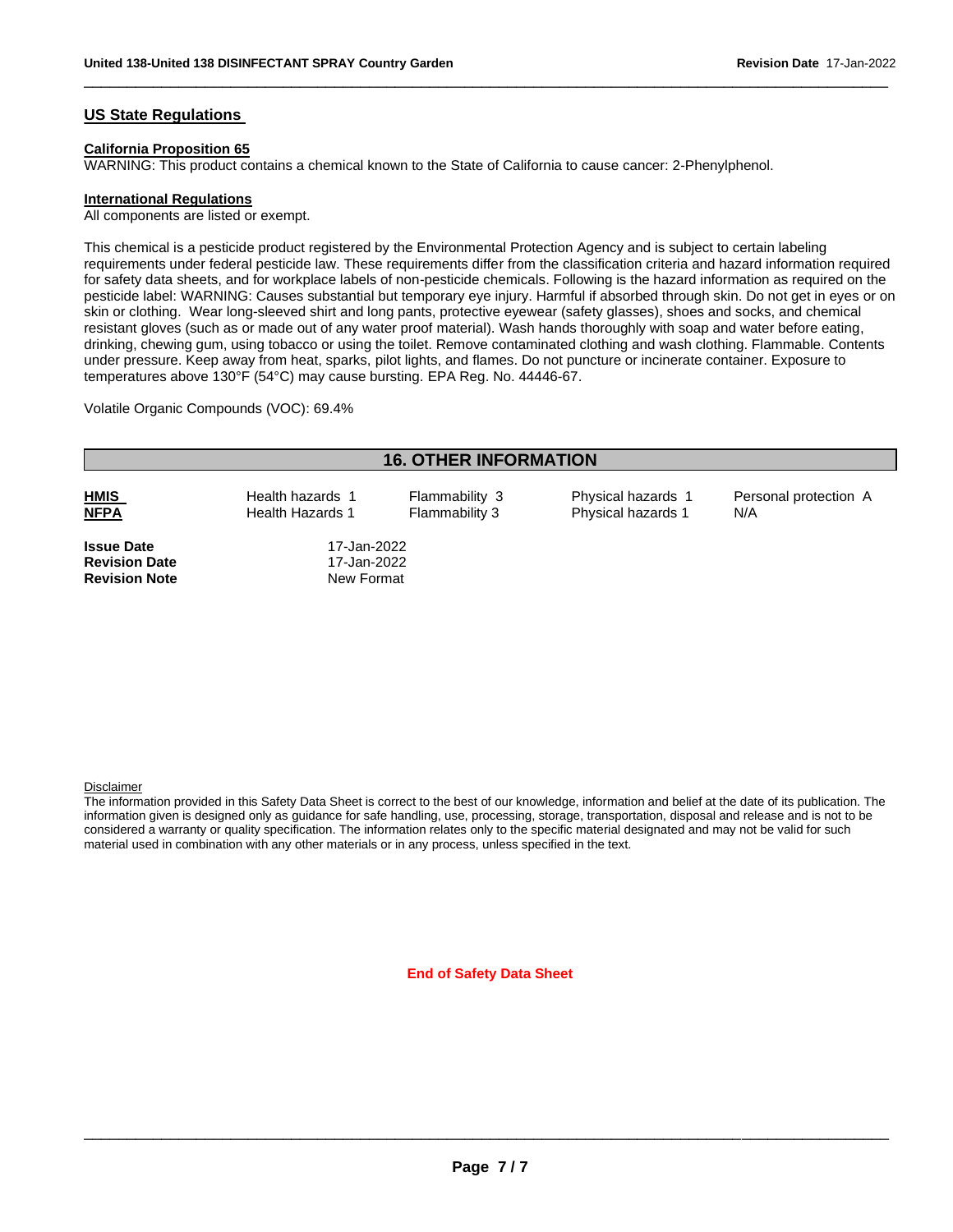## US State Regulations

### California Proposition 65

WARNING: This product contains a chemical known to the State of California to cause cancer: 2-Phenylphenol.

### International Regulations

All components are listed or exempt.

This chemical is a pesticide product registered by the Environmental Protection Agency and is subject to certain labeling requirements under federal pesticide law. These requirements differ from the classification criteria and hazard information required for safety data sheets, and for workplace labels of non-pesticide chemicals. Following is the hazard information as required on the pesticide label: WARNING: Causes substantial but temporary eye injury. Harmful if absorbed through skin. Do not get in eyes or on skin or clothing. Wear long-sleeved shirt and long pants, protective eyewear (safety glasses), shoes and socks, and chemical resistant gloves (such as or made out of any water proof material). Wash hands thoroughly with soap and water before eating, drinking, chewing gum, using tobacco or using the toilet. Remove contaminated clothing and wash clothing. Flammable. Contents under pressure. Keep away from heat, sparks, pilot lights, and flames. Do not puncture or incinerate container. Exposure to temperatures above 130°F (54°C) may cause bursting. EPA Reg. No. 44446-67.

Volatile Organic Compounds (VOC): 69.4%

## 16. OTHER INFORMATION

| | | | | |
|---|---|---|---|---|
| **HMIS** | Health hazards 1 | Flammability 3 | Physical hazards 1 | Personal protection A |
| **NFPA** | Health Hazards 1 | Flammability 3 | Physical hazards 1 | N/A |

**Issue Date** 17-Jan-2022
**Revision Date** 17-Jan-2022
**Revision Note** New Format

Disclaimer

The information provided in this Safety Data Sheet is correct to the best of our knowledge, information and belief at the date of its publication. The information given is designed only as guidance for safe handling, use, processing, storage, transportation, disposal and release and is not to be considered a warranty or quality specification. The information relates only to the specific material designated and may not be valid for such material used in combination with any other materials or in any process, unless specified in the text.

**End of Safety Data Sheet**